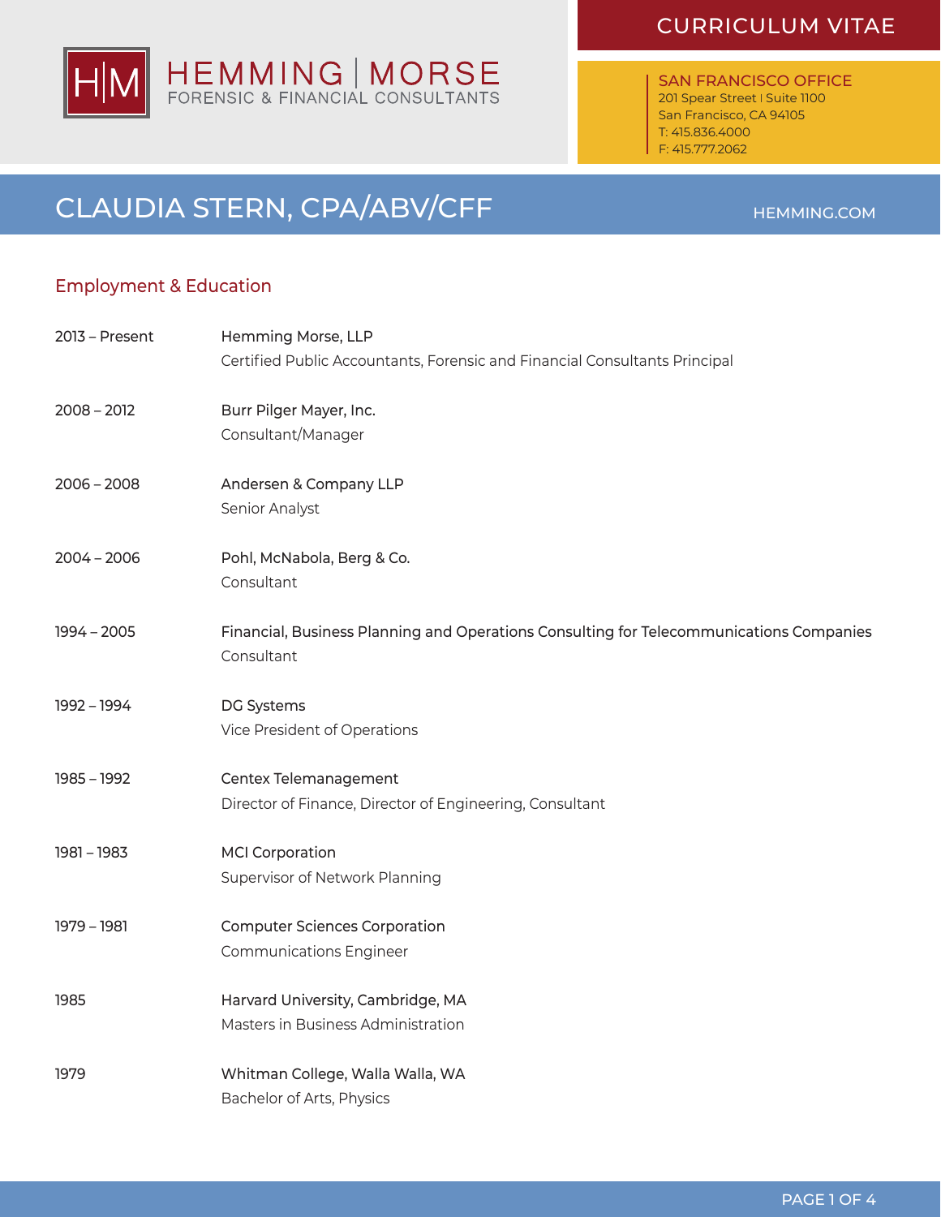# CURRICULUM VITAE

**HEMMING | MORSE**
FORENSIC & FINANCIAL CONSULTANTS

**SAN FRANCISCO OFFICE**
201 Spear Street | Suite 1100
San Francisco, CA 94105
T: 415.836.4000
F: 415.777.2062

# CLAUDIA STERN, CPA/ABV/CFF

HEMMING.COM

## Employment & Education

| | |
|---|---|
| 2013 – Present | Hemming Morse, LLP<br>Certified Public Accountants, Forensic and Financial Consultants Principal |
| 2008 – 2012 | Burr Pilger Mayer, Inc.<br>Consultant/Manager |
| 2006 – 2008 | Andersen & Company LLP<br>Senior Analyst |
| 2004 – 2006 | Pohl, McNabola, Berg & Co.<br>Consultant |
| 1994 – 2005 | Financial, Business Planning and Operations Consulting for Telecommunications Companies<br>Consultant |
| 1992 – 1994 | DG Systems<br>Vice President of Operations |
| 1985 – 1992 | Centex Telemanagement<br>Director of Finance, Director of Engineering, Consultant |
| 1981 – 1983 | MCI Corporation<br>Supervisor of Network Planning |
| 1979 – 1981 | Computer Sciences Corporation<br>Communications Engineer |
| 1985 | Harvard University, Cambridge, MA<br>Masters in Business Administration |
| 1979 | Whitman College, Walla Walla, WA<br>Bachelor of Arts, Physics |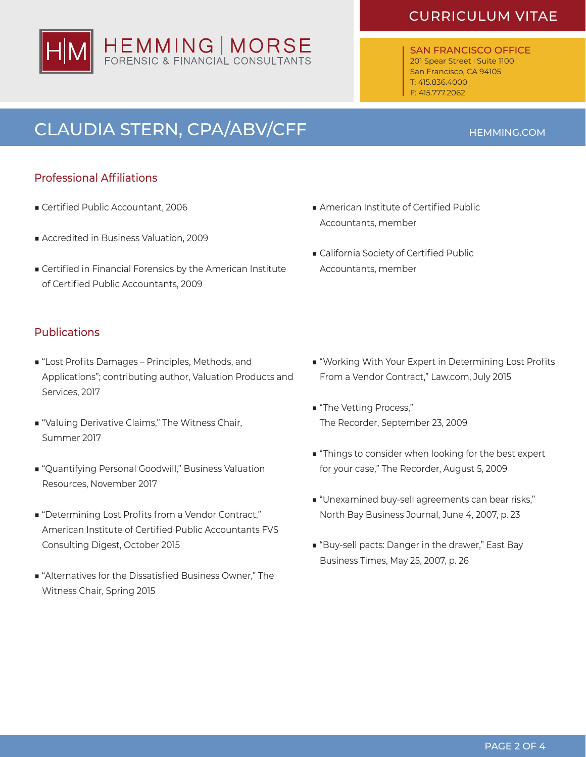## Professional Affiliations

- Certified Public Accountant, 2006
- Accredited in Business Valuation, 2009
- Certified in Financial Forensics by the American Institute of Certified Public Accountants, 2009
- American Institute of Certified Public Accountants, member
- California Society of Certified Public Accountants, member

## Publications

- "Lost Profits Damages – Principles, Methods, and Applications"; contributing author, Valuation Products and Services, 2017
- "Valuing Derivative Claims," The Witness Chair, Summer 2017
- "Quantifying Personal Goodwill," Business Valuation Resources, November 2017
- "Determining Lost Profits from a Vendor Contract," American Institute of Certified Public Accountants FVS Consulting Digest, October 2015
- "Alternatives for the Dissatisfied Business Owner," The Witness Chair, Spring 2015
- "Working With Your Expert in Determining Lost Profits From a Vendor Contract," Law.com, July 2015
- "The Vetting Process," The Recorder, September 23, 2009
- "Things to consider when looking for the best expert for your case," The Recorder, August 5, 2009
- "Unexamined buy-sell agreements can bear risks," North Bay Business Journal, June 4, 2007, p. 23
- "Buy-sell pacts: Danger in the drawer," East Bay Business Times, May 25, 2007, p. 26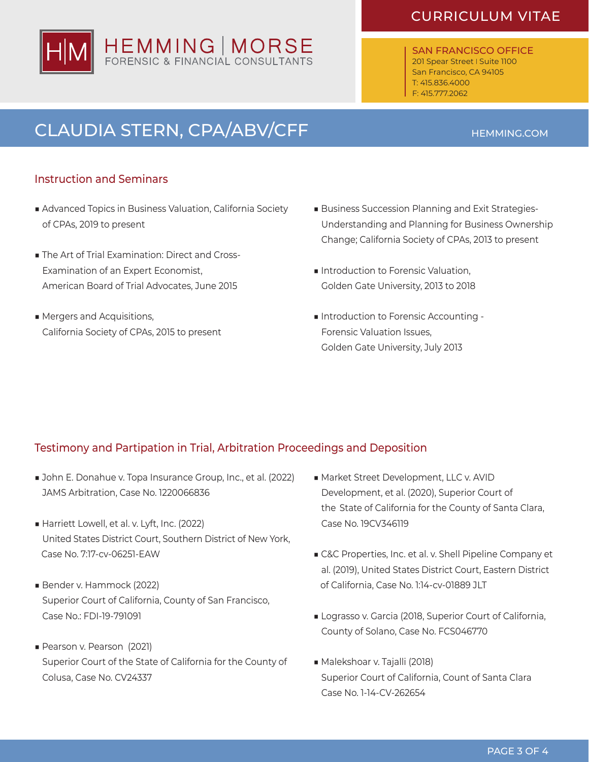# CLAUDIA STERN, CPA/ABV/CFF

## Instruction and Seminars

- Advanced Topics in Business Valuation, California Society of CPAs, 2019 to present
- The Art of Trial Examination: Direct and Cross-Examination of an Expert Economist, American Board of Trial Advocates, June 2015
- Mergers and Acquisitions, California Society of CPAs, 2015 to present
- Business Succession Planning and Exit Strategies- Understanding and Planning for Business Ownership Change; California Society of CPAs, 2013 to present
- Introduction to Forensic Valuation, Golden Gate University, 2013 to 2018
- Introduction to Forensic Accounting - Forensic Valuation Issues, Golden Gate University, July 2013

## Testimony and Partipation in Trial, Arbitration Proceedings and Deposition

- John E. Donahue v. Topa Insurance Group, Inc., et al. (2022) JAMS Arbitration, Case No. 1220066836
- Harriett Lowell, et al. v. Lyft, Inc. (2022) United States District Court, Southern District of New York, Case No. 7:17-cv-06251-EAW
- Bender v. Hammock (2022) Superior Court of California, County of San Francisco, Case No.: FDI-19-791091
- Pearson v. Pearson (2021) Superior Court of the State of California for the County of Colusa, Case No. CV24337
- Market Street Development, LLC v. AVID Development, et al. (2020), Superior Court of the State of California for the County of Santa Clara, Case No. 19CV346119
- C&C Properties, Inc. et al. v. Shell Pipeline Company et al. (2019), United States District Court, Eastern District of California, Case No. 1:14-cv-01889 JLT
- Lograsso v. Garcia (2018, Superior Court of California, County of Solano, Case No. FCS046770
- Malekshoar v. Tajalli (2018) Superior Court of California, Count of Santa Clara Case No. 1-14-CV-262654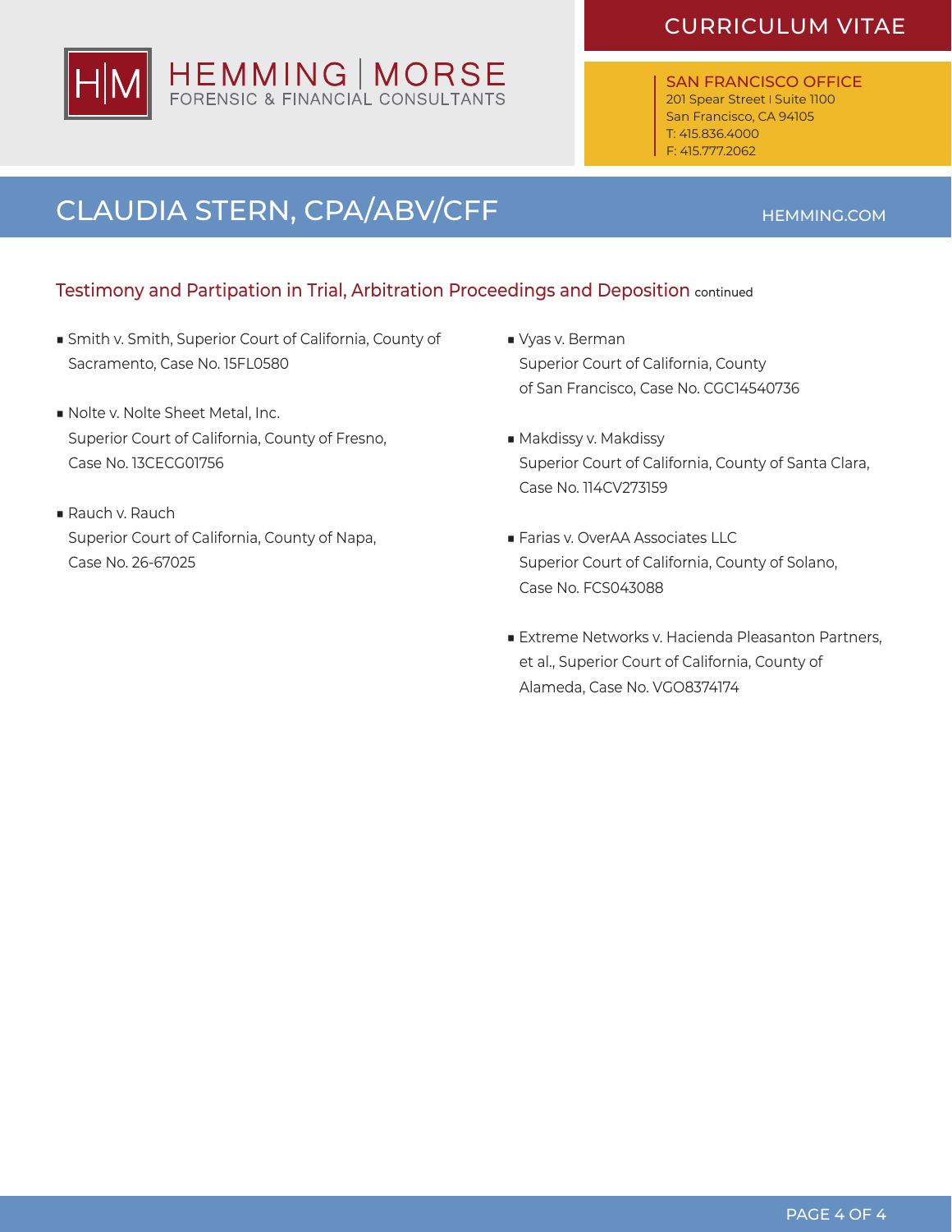## Testimony and Partipation in Trial, Arbitration Proceedings and Deposition continued

- Smith v. Smith, Superior Court of California, County of Sacramento, Case No. 15FL0580
- Nolte v. Nolte Sheet Metal, Inc. Superior Court of California, County of Fresno, Case No. 13CECG01756
- Rauch v. Rauch Superior Court of California, County of Napa, Case No. 26-67025
- Vyas v. Berman Superior Court of California, County of San Francisco, Case No. CGC14540736
- Makdissy v. Makdissy Superior Court of California, County of Santa Clara, Case No. 114CV273159
- Farias v. OverAA Associates LLC Superior Court of California, County of Solano, Case No. FCS043088
- Extreme Networks v. Hacienda Pleasanton Partners, et al., Superior Court of California, County of Alameda, Case No. VGO8374174